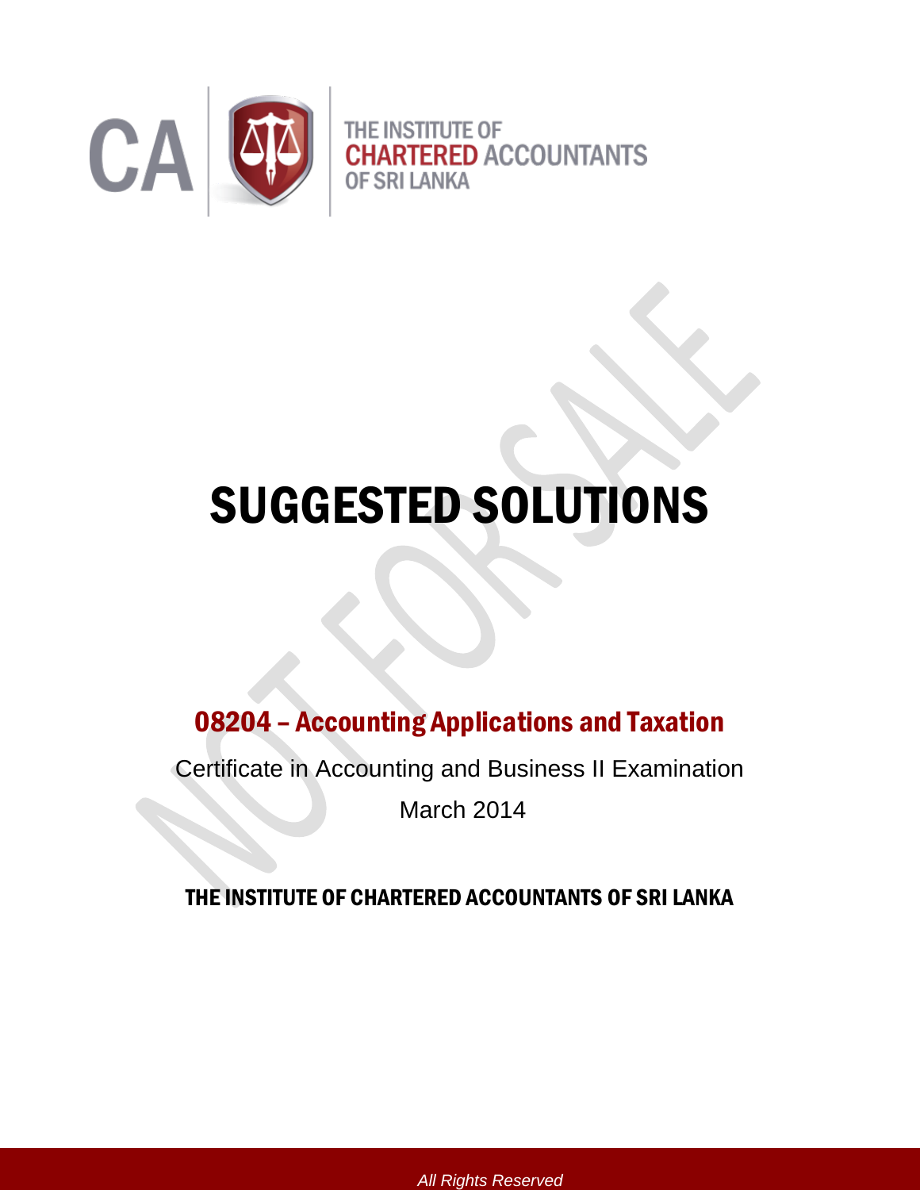CA | THE INSTITUTE OF CHARTERED ACCOUNTANTS OF SRI LANKA

# SUGGESTED SOLUTIONS

## 08204 – Accounting Applications and Taxation

Certificate in Accounting and Business II Examination

March 2014

**THE INSTITUTE OF CHARTERED ACCOUNTANTS OF SRI LANKA**

*All Rights Reserved*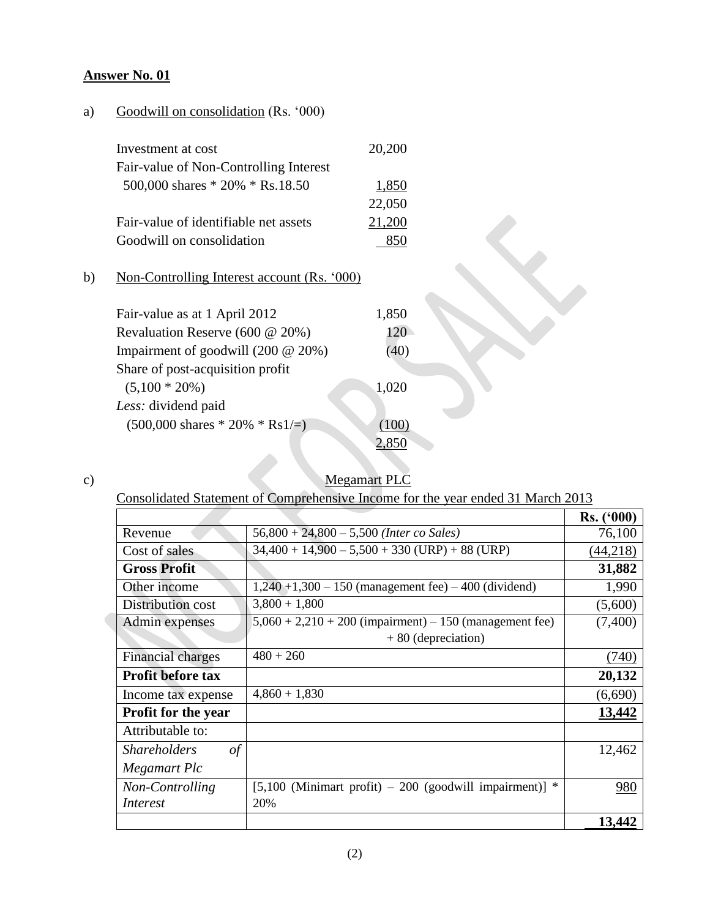**Answer No. 01**

a) Goodwill on consolidation (Rs. '000)

| | |
|---|---|
| Investment at cost | 20,200 |
| Fair-value of Non-Controlling Interest | |
| 500,000 shares * 20% * Rs.18.50 | 1,850 |
| | 22,050 |
| Fair-value of identifiable net assets | 21,200 |
| Goodwill on consolidation | 850 |

b) Non-Controlling Interest account (Rs. '000)

| | |
|---|---|
| Fair-value as at 1 April 2012 | 1,850 |
| Revaluation Reserve (600 @ 20%) | 120 |
| Impairment of goodwill (200 @ 20%) | (40) |
| Share of post-acquisition profit | |
| (5,100 * 20%) | 1,020 |
| *Less:* dividend paid | |
| (500,000 shares * 20% * Rs1/=) | (100) |
| | 2,850 |

c) Megamart PLC

Consolidated Statement of Comprehensive Income for the year ended 31 March 2013

| | | Rs. ('000) |
|---|---|---|
| Revenue | 56,800 + 24,800 – 5,500 *(Inter co Sales)* | 76,100 |
| Cost of sales | 34,400 + 14,900 – 5,500 + 330 (URP) + 88 (URP) | (44,218) |
| **Gross Profit** | | **31,882** |
| Other income | 1,240 +1,300 – 150 (management fee) – 400 (dividend) | 1,990 |
| Distribution cost | 3,800 + 1,800 | (5,600) |
| Admin expenses | 5,060 + 2,210 + 200 (impairment) – 150 (management fee) + 80 (depreciation) | (7,400) |
| Financial charges | 480 + 260 | (740) |
| **Profit before tax** | | **20,132** |
| Income tax expense | 4,860 + 1,830 | (6,690) |
| **Profit for the year** | | **13,442** |
| Attributable to: | | |
| *Shareholders of Megamart Plc* | | 12,462 |
| *Non-Controlling Interest* | [5,100 (Minimart profit) – 200 (goodwill impairment)] * 20% | 980 |
| | | **13,442** |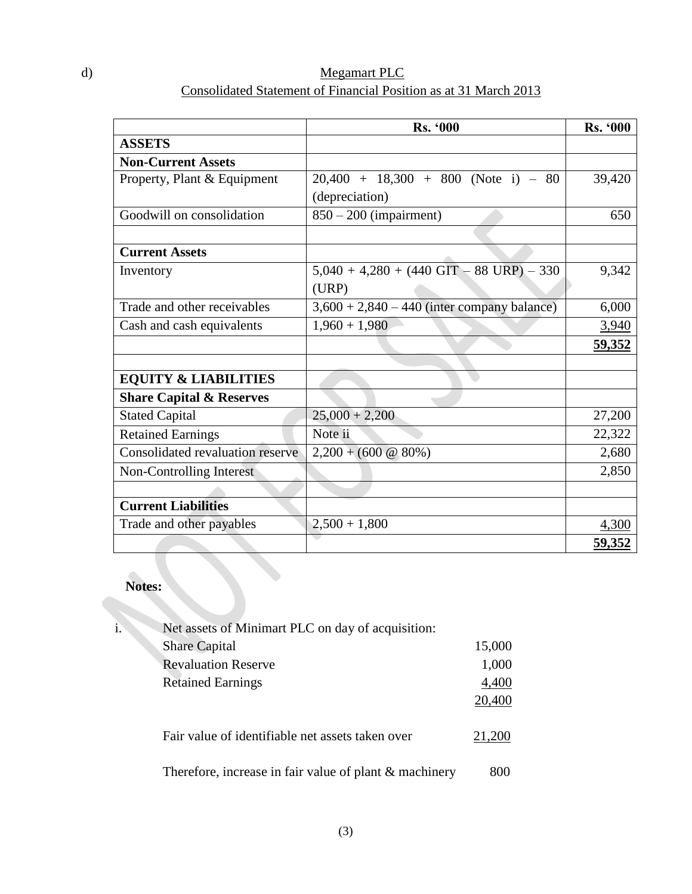d)

Megamart PLC

Consolidated Statement of Financial Position as at 31 March 2013

| | Rs. '000 | Rs. '000 |
|---|---|---|
| **ASSETS** | | |
| **Non-Current Assets** | | |
| Property, Plant & Equipment | 20,400 + 18,300 + 800 (Note i) – 80 (depreciation) | 39,420 |
| Goodwill on consolidation | 850 – 200 (impairment) | 650 |
| | | |
| **Current Assets** | | |
| Inventory | 5,040 + 4,280 + (440 GIT – 88 URP) – 330 (URP) | 9,342 |
| Trade and other receivables | 3,600 + 2,840 – 440 (inter company balance) | 6,000 |
| Cash and cash equivalents | 1,960 + 1,980 | 3,940 |
| | | **59,352** |
| | | |
| **EQUITY & LIABILITIES** | | |
| **Share Capital & Reserves** | | |
| Stated Capital | 25,000 + 2,200 | 27,200 |
| Retained Earnings | Note ii | 22,322 |
| Consolidated revaluation reserve | 2,200 + (600 @ 80%) | 2,680 |
| Non-Controlling Interest | | 2,850 |
| | | |
| **Current Liabilities** | | |
| Trade and other payables | 2,500 + 1,800 | 4,300 |
| | | **59,352** |

**Notes:**

i. Net assets of Minimart PLC on day of acquisition:

| | |
|---|---|
| Share Capital | 15,000 |
| Revaluation Reserve | 1,000 |
| Retained Earnings | 4,400 |
| | 20,400 |
| | |
| Fair value of identifiable net assets taken over | 21,200 |
| | |
| Therefore, increase in fair value of plant & machinery | 800 |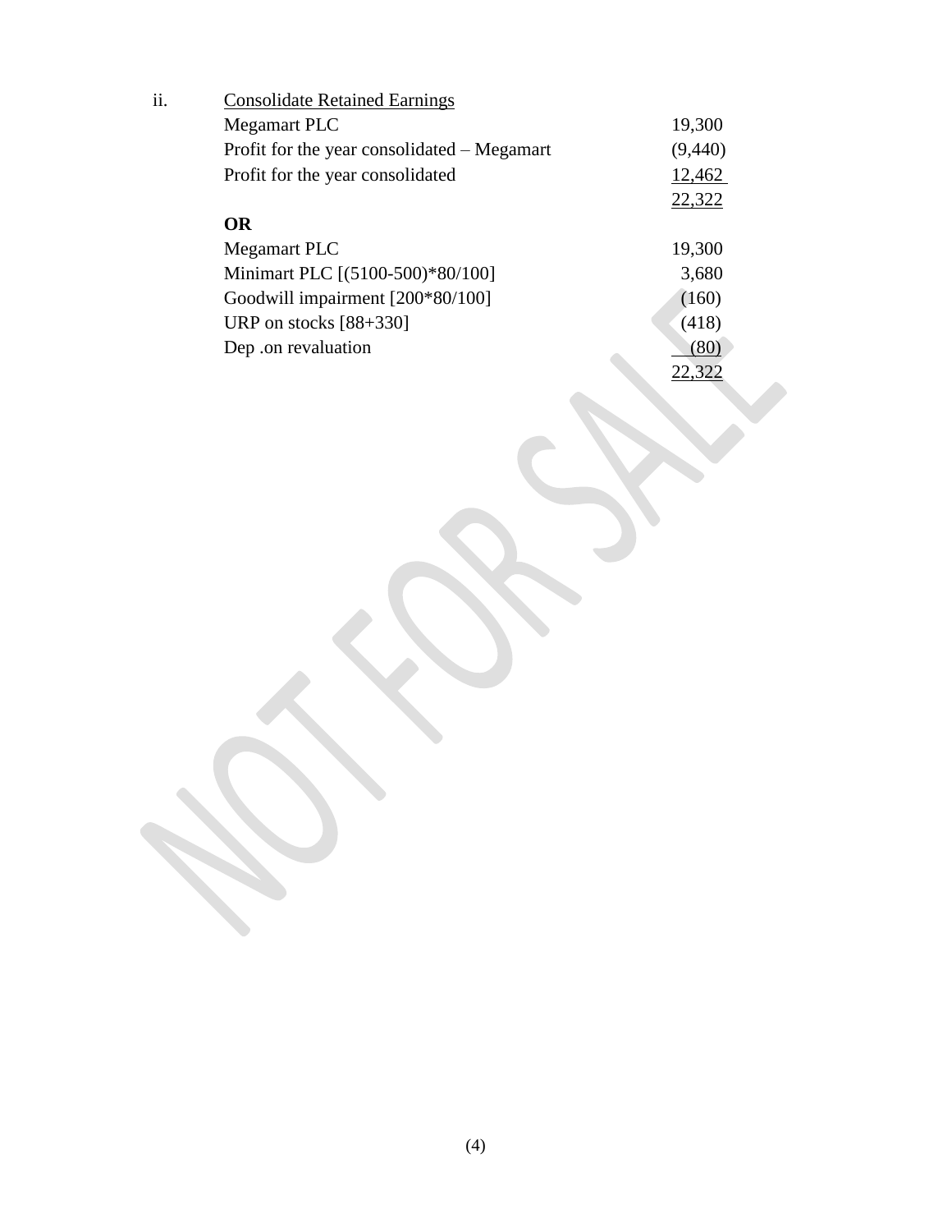ii. Consolidate Retained Earnings

| | |
|---|---|
| Megamart PLC | 19,300 |
| Profit for the year consolidated – Megamart | (9,440) |
| Profit for the year consolidated | 12,462 |
| | 22,322 |

**OR**

| | |
|---|---|
| Megamart PLC | 19,300 |
| Minimart PLC [(5100-500)*80/100] | 3,680 |
| Goodwill impairment [200*80/100] | (160) |
| URP on stocks [88+330] | (418) |
| Dep .on revaluation | (80) |
| | 22,322 |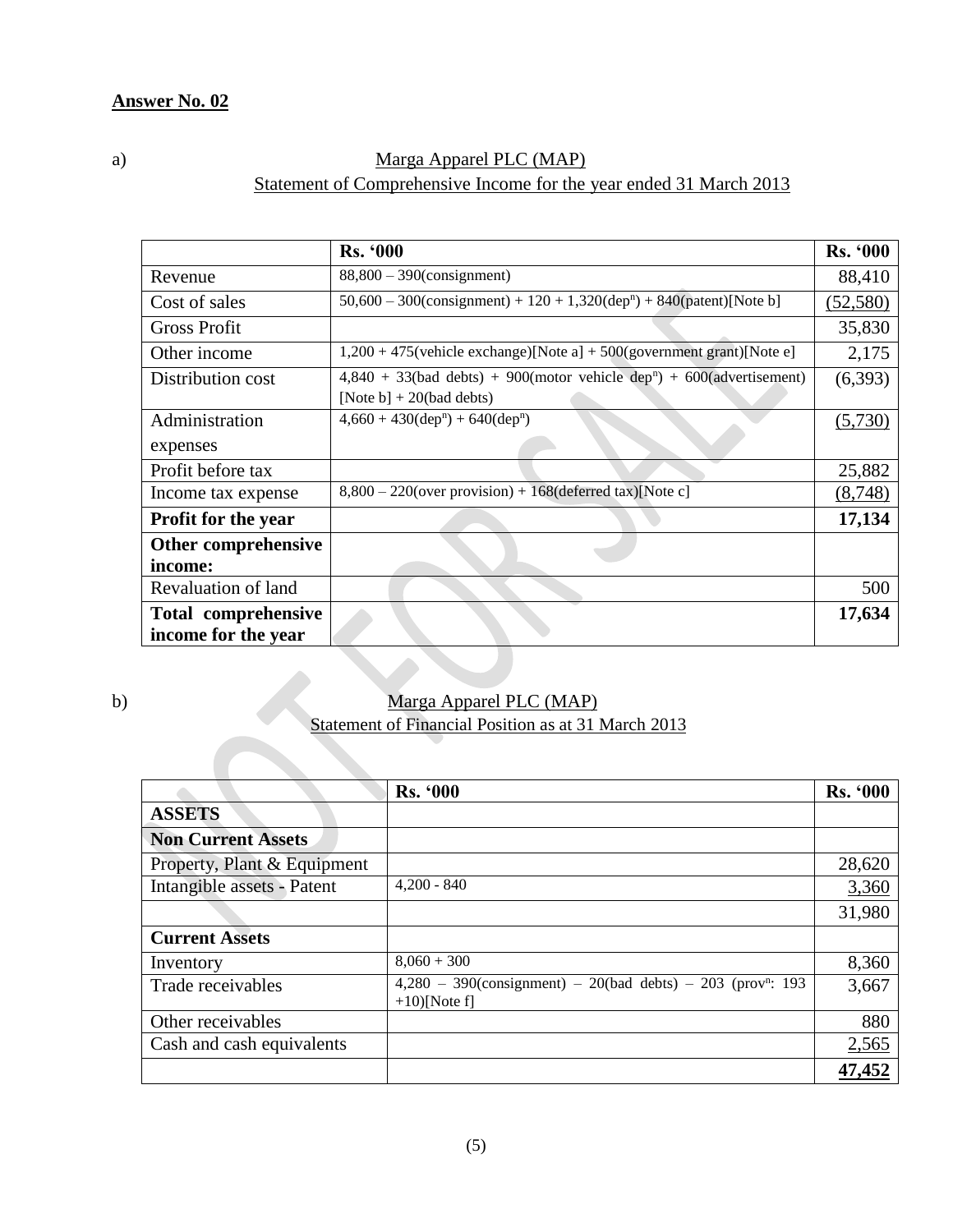**Answer No. 02**

a) Marga Apparel PLC (MAP)
Statement of Comprehensive Income for the year ended 31 March 2013

| | Rs. '000 | Rs. '000 |
|---|---|---|
| Revenue | 88,800 – 390(consignment) | 88,410 |
| Cost of sales | 50,600 – 300(consignment) + 120 + 1,320(dep$^{n}$) + 840(patent)[Note b] | (52,580) |
| Gross Profit | | 35,830 |
| Other income | 1,200 + 475(vehicle exchange)[Note a] + 500(government grant)[Note e] | 2,175 |
| Distribution cost | 4,840 + 33(bad debts) + 900(motor vehicle dep$^{n}$) + 600(advertisement) [Note b] + 20(bad debts) | (6,393) |
| Administration expenses | 4,660 + 430(dep$^{n}$) + 640(dep$^{n}$) | (5,730) |
| Profit before tax | | 25,882 |
| Income tax expense | 8,800 – 220(over provision) + 168(deferred tax)[Note c] | (8,748) |
| **Profit for the year** | | **17,134** |
| **Other comprehensive income:** | | |
| Revaluation of land | | 500 |
| **Total comprehensive income for the year** | | **17,634** |

b) Marga Apparel PLC (MAP)
Statement of Financial Position as at 31 March 2013

| | Rs. '000 | Rs. '000 |
|---|---|---|
| **ASSETS** | | |
| **Non Current Assets** | | |
| Property, Plant & Equipment | | 28,620 |
| Intangible assets - Patent | 4,200 - 840 | 3,360 |
| | | 31,980 |
| **Current Assets** | | |
| Inventory | 8,060 + 300 | 8,360 |
| Trade receivables | 4,280 – 390(consignment) – 20(bad debts) – 203 (prov$^{n}$: 193 +10)[Note f] | 3,667 |
| Other receivables | | 880 |
| Cash and cash equivalents | | 2,565 |
| | | **47,452** |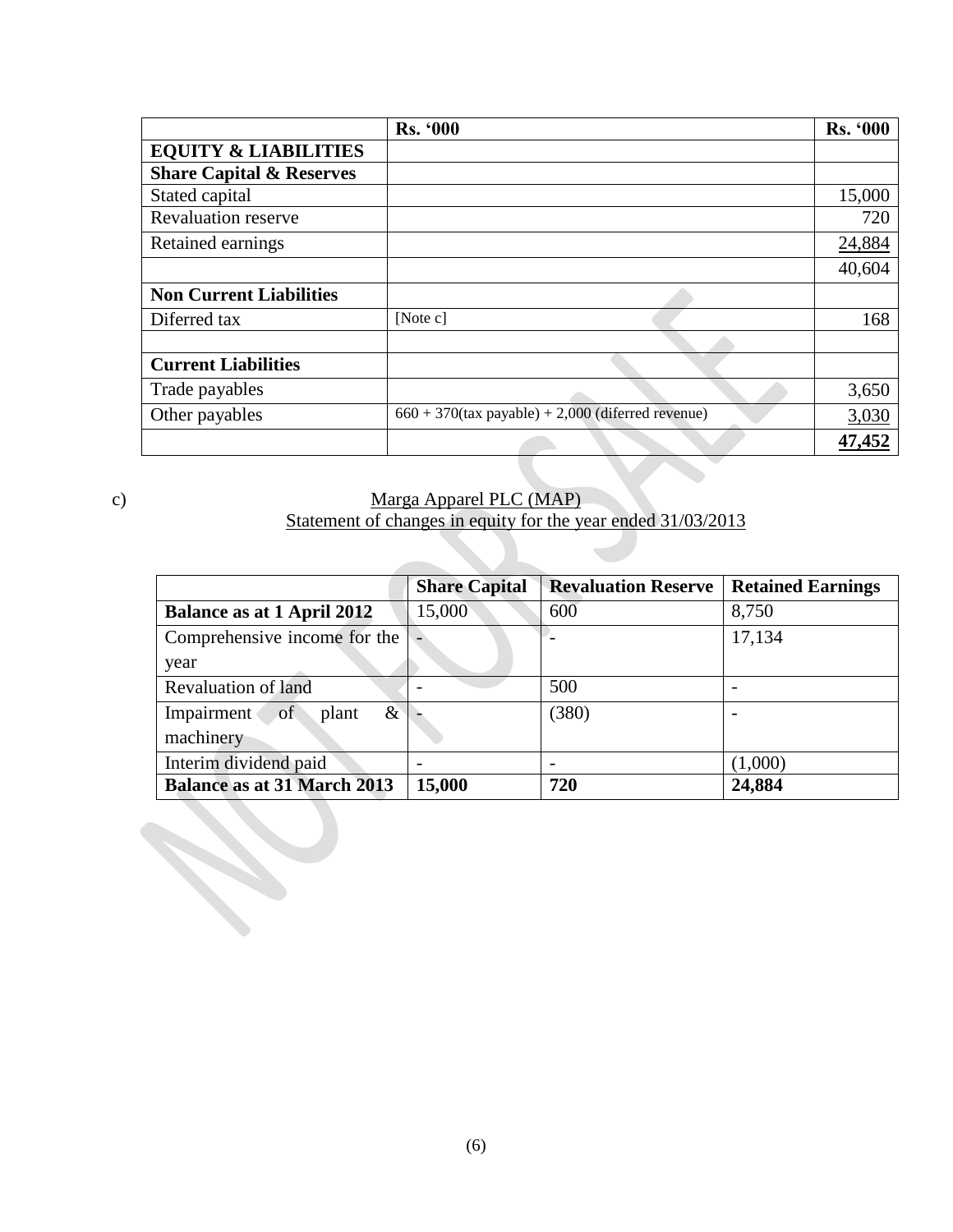| | Rs. '000 | Rs. '000 |
|---|---|---|
| **EQUITY & LIABILITIES** | | |
| **Share Capital & Reserves** | | |
| Stated capital | | 15,000 |
| Revaluation reserve | | 720 |
| Retained earnings | | 24,884 |
| | | 40,604 |
| **Non Current Liabilities** | | |
| Diferred tax | [Note c] | 168 |
| | | |
| **Current Liabilities** | | |
| Trade payables | | 3,650 |
| Other payables | 660 + 370(tax payable) + 2,000 (diferred revenue) | 3,030 |
| | | **47,452** |

c)

Marga Apparel PLC (MAP)
Statement of changes in equity for the year ended 31/03/2013

| | Share Capital | Revaluation Reserve | Retained Earnings |
|---|---|---|---|
| **Balance as at 1 April 2012** | 15,000 | 600 | 8,750 |
| Comprehensive income for the year | - | - | 17,134 |
| Revaluation of land | - | 500 | - |
| Impairment of plant & machinery | - | (380) | - |
| Interim dividend paid | - | - | (1,000) |
| **Balance as at 31 March 2013** | **15,000** | **720** | **24,884** |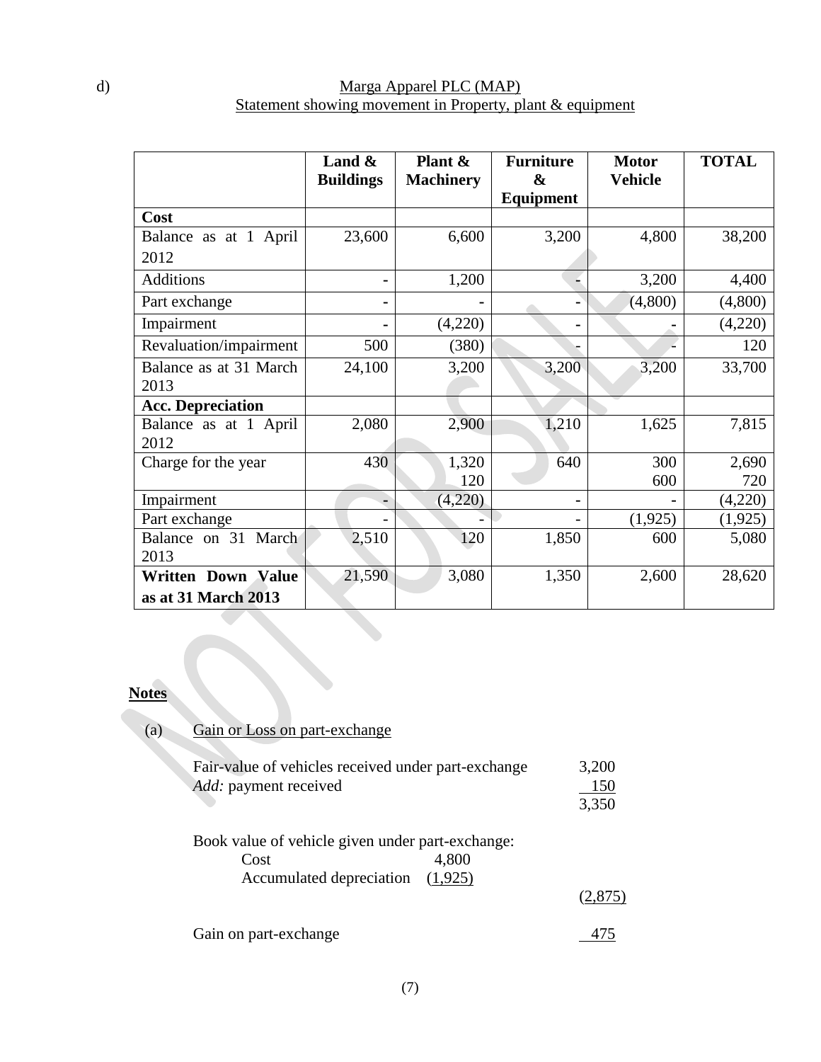d)

**Marga Apparel PLC (MAP)**
**Statement showing movement in Property, plant & equipment**

| | Land & Buildings | Plant & Machinery | Furniture & Equipment | Motor Vehicle | TOTAL |
|---|---|---|---|---|---|
| **Cost** | | | | | |
| Balance as at 1 April 2012 | 23,600 | 6,600 | 3,200 | 4,800 | 38,200 |
| Additions | - | 1,200 | - | 3,200 | 4,400 |
| Part exchange | - | - | - | (4,800) | (4,800) |
| Impairment | - | (4,220) | - | - | (4,220) |
| Revaluation/impairment | 500 | (380) | - | - | 120 |
| Balance as at 31 March 2013 | 24,100 | 3,200 | 3,200 | 3,200 | 33,700 |
| **Acc. Depreciation** | | | | | |
| Balance as at 1 April 2012 | 2,080 | 2,900 | 1,210 | 1,625 | 7,815 |
| Charge for the year | 430 | 1,320<br>120 | 640 | 300<br>600 | 2,690<br>720 |
| Impairment | - | (4,220) | - | - | (4,220) |
| Part exchange | - | - | - | (1,925) | (1,925) |
| Balance on 31 March 2013 | 2,510 | 120 | 1,850 | 600 | 5,080 |
| **Written Down Value as at 31 March 2013** | 21,590 | 3,080 | 1,350 | 2,600 | 28,620 |

**Notes**

(a) Gain or Loss on part-exchange

| | | |
|---|---|---|
| Fair-value of vehicles received under part-exchange | | 3,200 |
| *Add:* payment received | | 150 |
| | | 3,350 |
| Book value of vehicle given under part-exchange: | | |
| Cost | 4,800 | |
| Accumulated depreciation | (1,925) | |
| | | (2,875) |
| Gain on part-exchange | | 475 |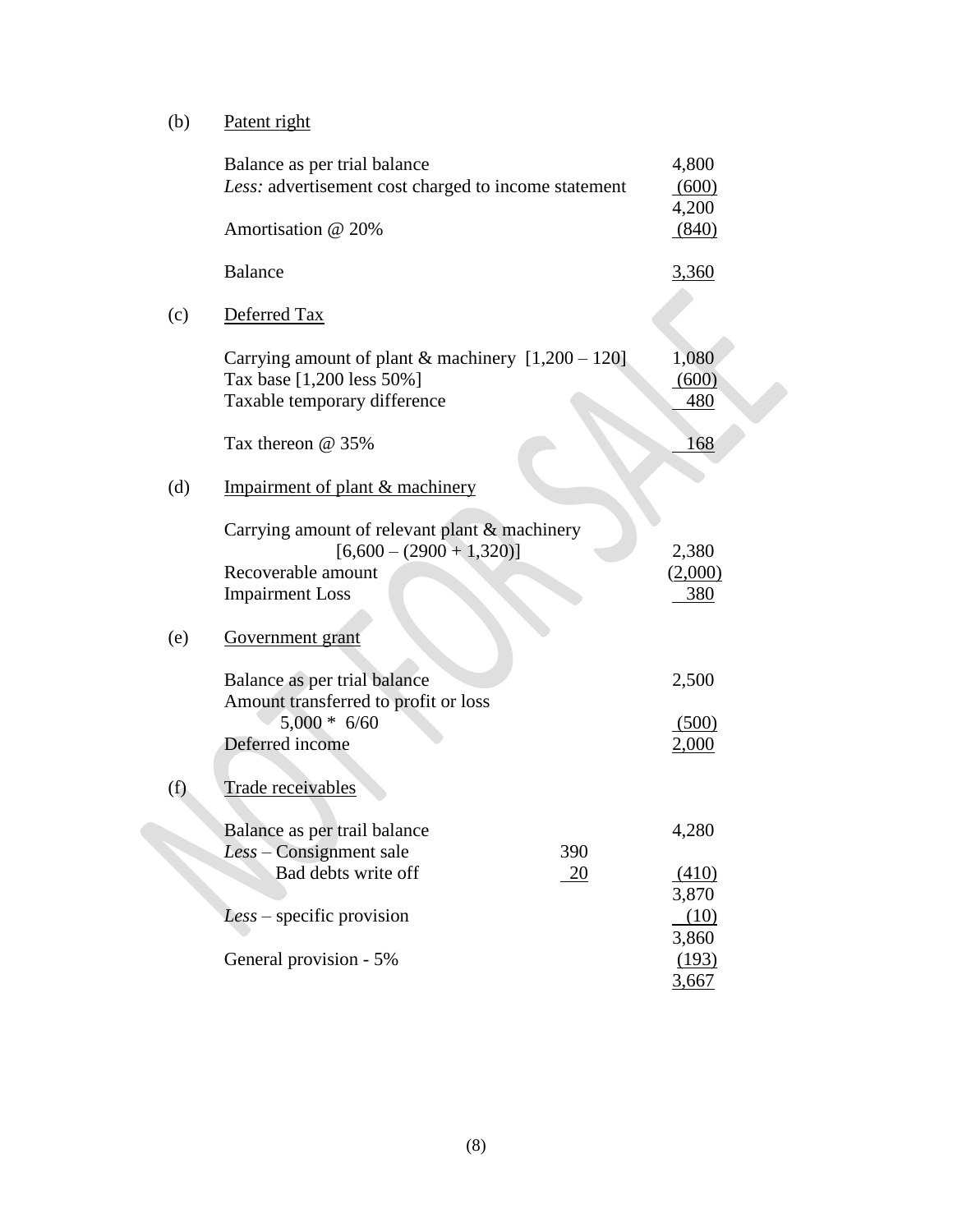(b) Patent right

| | | |
|---|---|---|
| Balance as per trial balance | | 4,800 |
| *Less:* advertisement cost charged to income statement | | (600) |
| | | 4,200 |
| Amortisation @ 20% | | (840) |
| Balance | | 3,360 |

(c) Deferred Tax

| | | |
|---|---|---|
| Carrying amount of plant & machinery [1,200 – 120] | | 1,080 |
| Tax base [1,200 less 50%] | | (600) |
| Taxable temporary difference | | 480 |
| Tax thereon @ 35% | | 168 |

(d) Impairment of plant & machinery

| | | |
|---|---|---|
| Carrying amount of relevant plant & machinery [6,600 – (2900 + 1,320)] | | 2,380 |
| Recoverable amount | | (2,000) |
| Impairment Loss | | 380 |

(e) Government grant

| | | |
|---|---|---|
| Balance as per trial balance | | 2,500 |
| Amount transferred to profit or loss 5,000 * 6/60 | | (500) |
| Deferred income | | 2,000 |

(f) Trade receivables

| | | |
|---|---|---|
| Balance as per trail balance | | 4,280 |
| *Less* – Consignment sale | 390 | |
| Bad debts write off | 20 | (410) |
| | | 3,870 |
| *Less* – specific provision | | (10) |
| | | 3,860 |
| General provision - 5% | | (193) |
| | | 3,667 |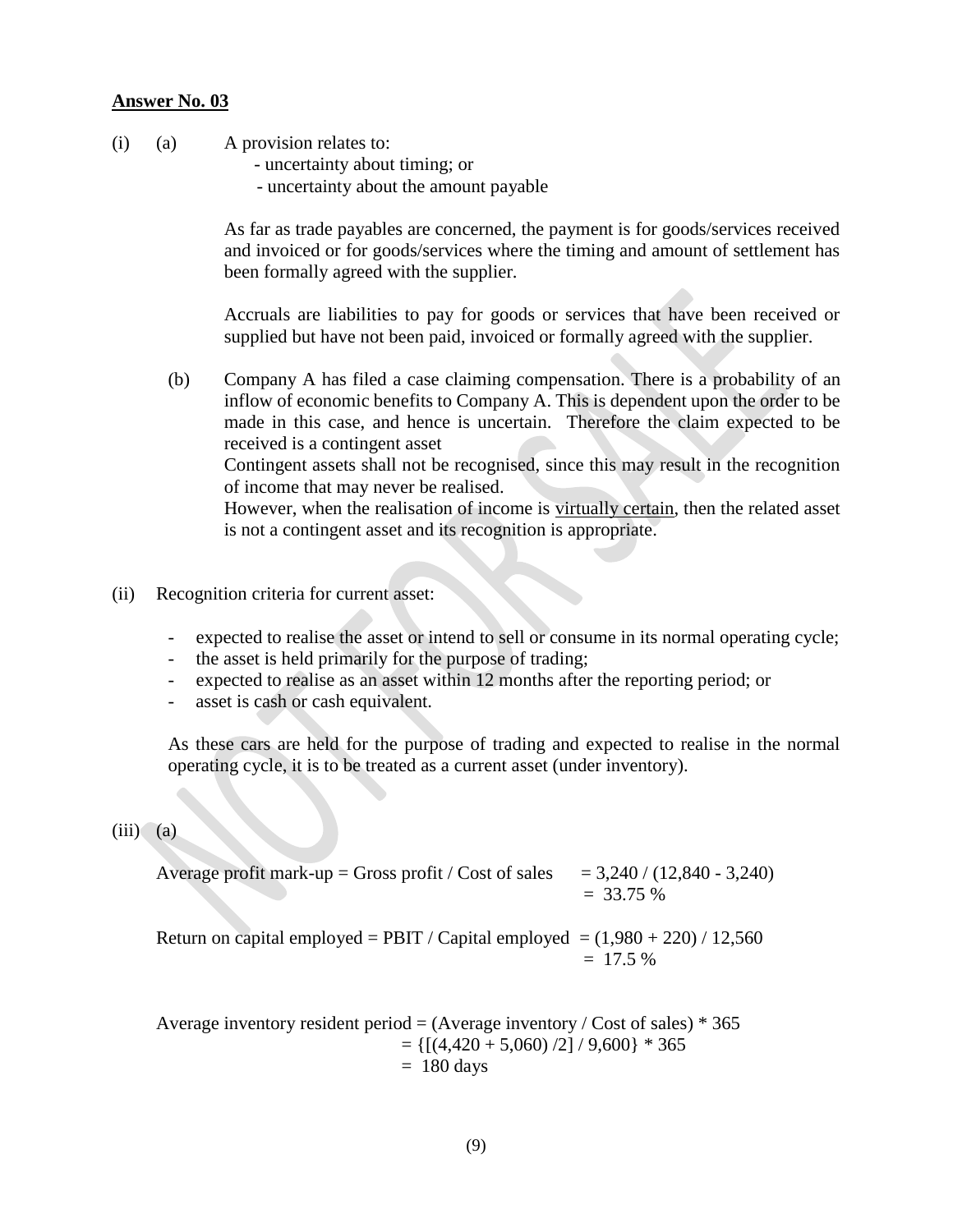**Answer No. 03**

(i) (a) A provision relates to:

- uncertainty about timing; or
- uncertainty about the amount payable

As far as trade payables are concerned, the payment is for goods/services received and invoiced or for goods/services where the timing and amount of settlement has been formally agreed with the supplier.

Accruals are liabilities to pay for goods or services that have been received or supplied but have not been paid, invoiced or formally agreed with the supplier.

(b) Company A has filed a case claiming compensation. There is a probability of an inflow of economic benefits to Company A. This is dependent upon the order to be made in this case, and hence is uncertain. Therefore the claim expected to be received is a contingent asset

Contingent assets shall not be recognised, since this may result in the recognition of income that may never be realised.

However, when the realisation of income is <u>virtually certain</u>, then the related asset is not a contingent asset and its recognition is appropriate.

(ii) Recognition criteria for current asset:

- expected to realise the asset or intend to sell or consume in its normal operating cycle;
- the asset is held primarily for the purpose of trading;
- expected to realise as an asset within 12 months after the reporting period; or
- asset is cash or cash equivalent.

As these cars are held for the purpose of trading and expected to realise in the normal operating cycle, it is to be treated as a current asset (under inventory).

(iii) (a)

Average profit mark-up = Gross profit / Cost of sales = 3,240 / (12,840 - 3,240)
= 33.75 %

Return on capital employed = PBIT / Capital employed = (1,980 + 220) / 12,560
= 17.5 %

Average inventory resident period = (Average inventory / Cost of sales) * 365
= {[(4,420 + 5,060) /2] / 9,600} * 365
= 180 days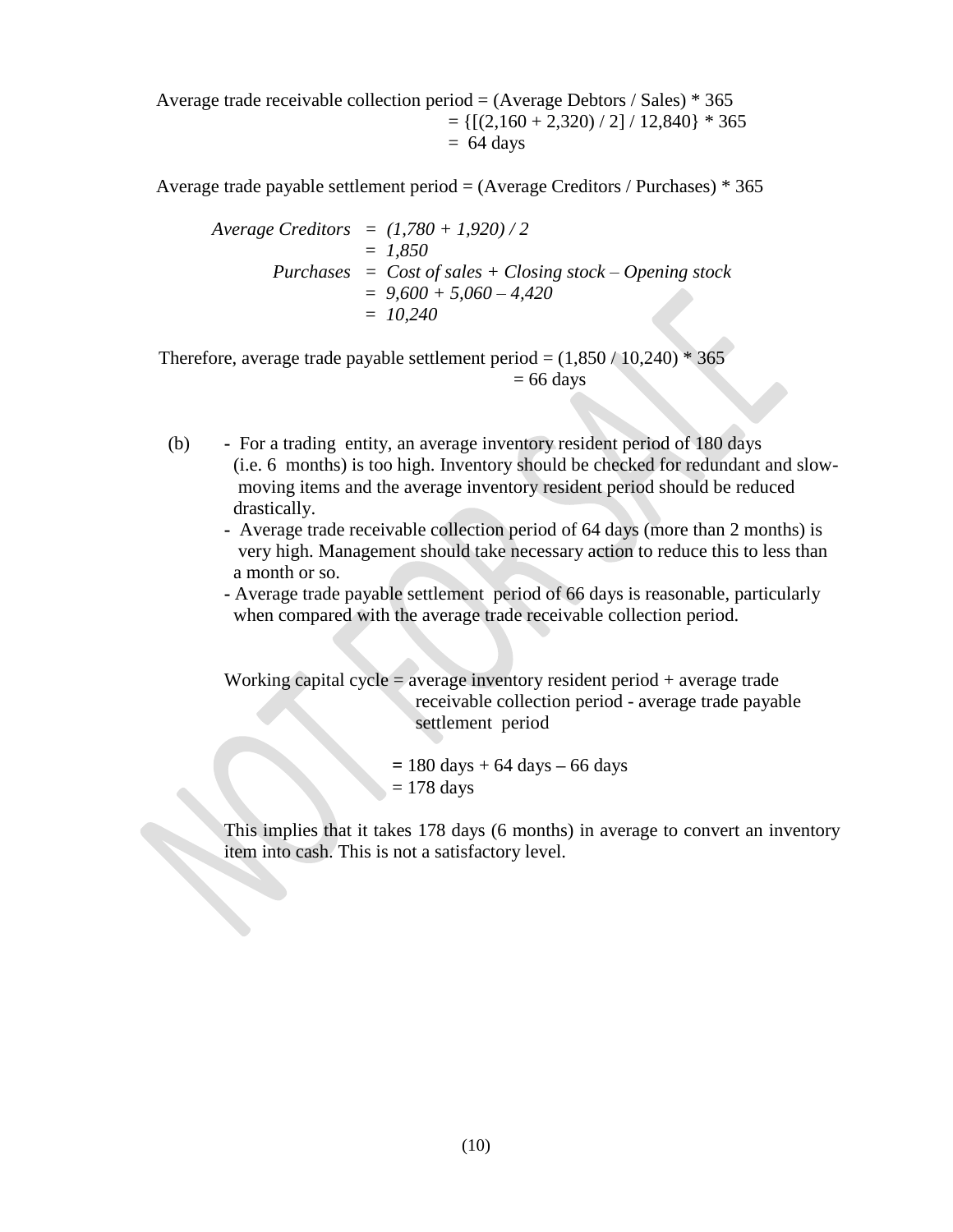Average trade receivable collection period = (Average Debtors / Sales) * 365

$= \{[(2{,}160 + 2{,}320) / 2] / 12{,}840\} * 365$

$= 64$ days

Average trade payable settlement period = (Average Creditors / Purchases) * 365

*Average Creditors* = *(1,780 + 1,920) / 2*
= *1,850*

*Purchases* = *Cost of sales + Closing stock – Opening stock*
= *9,600 + 5,060 – 4,420*
= *10,240*

Therefore, average trade payable settlement period = (1,850 / 10,240) * 365
= 66 days

(b)
- For a trading entity, an average inventory resident period of 180 days (i.e. 6 months) is too high. Inventory should be checked for redundant and slow-moving items and the average inventory resident period should be reduced drastically.
- Average trade receivable collection period of 64 days (more than 2 months) is very high. Management should take necessary action to reduce this to less than a month or so.
- Average trade payable settlement period of 66 days is reasonable, particularly when compared with the average trade receivable collection period.

Working capital cycle = average inventory resident period + average trade receivable collection period - average trade payable settlement period

= 180 days + 64 days – 66 days
= 178 days

This implies that it takes 178 days (6 months) in average to convert an inventory item into cash. This is not a satisfactory level.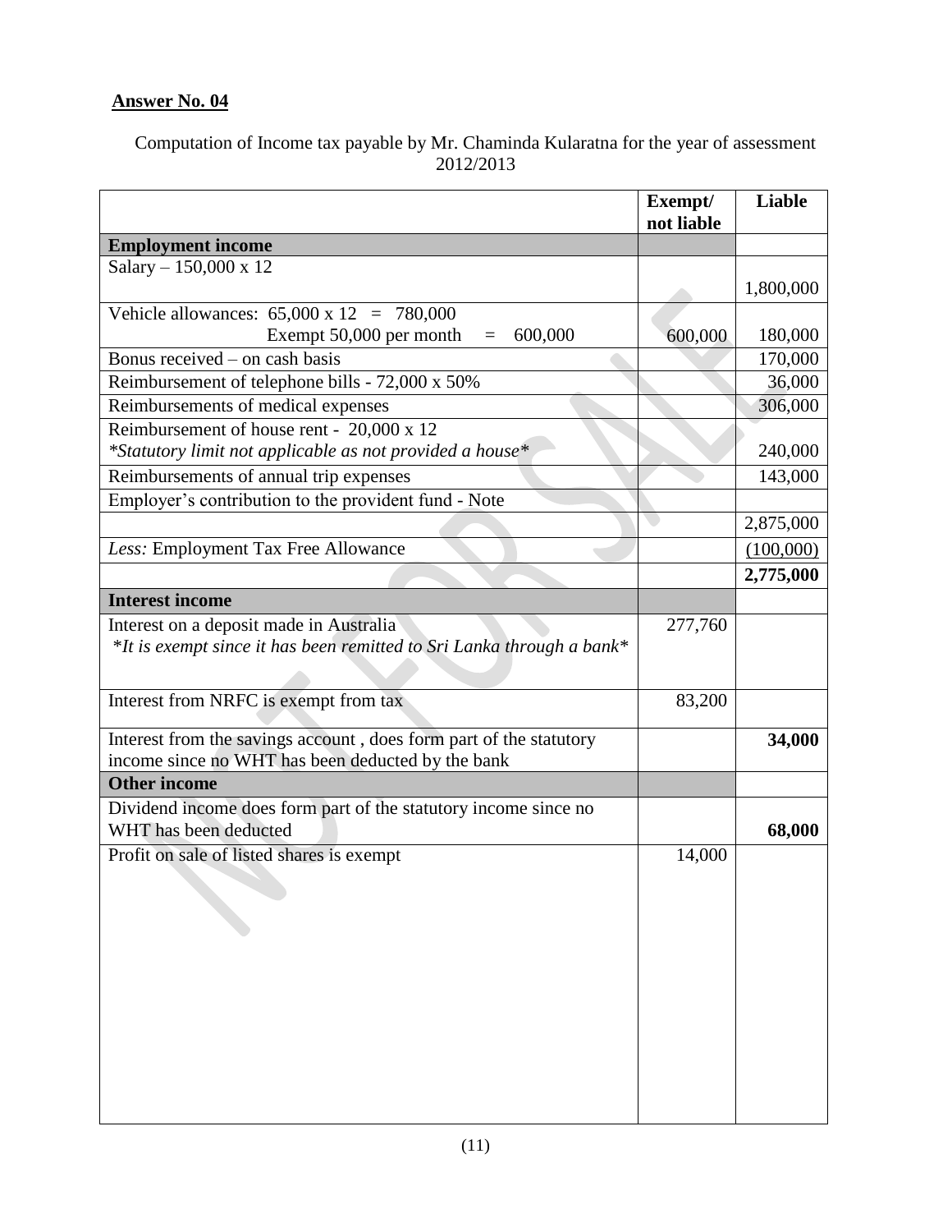**Answer No. 04**

Computation of Income tax payable by Mr. Chaminda Kularatna for the year of assessment 2012/2013

| | Exempt/ not liable | Liable |
|---|---|---|
| **Employment income** | | |
| Salary – 150,000 x 12 | | 1,800,000 |
| Vehicle allowances: 65,000 x 12 = 780,000<br>Exempt 50,000 per month = 600,000 | 600,000 | 180,000 |
| Bonus received – on cash basis | | 170,000 |
| Reimbursement of telephone bills - 72,000 x 50% | | 36,000 |
| Reimbursements of medical expenses | | 306,000 |
| Reimbursement of house rent - 20,000 x 12<br>*\*Statutory limit not applicable as not provided a house\** | | 240,000 |
| Reimbursements of annual trip expenses | | 143,000 |
| Employer's contribution to the provident fund - Note | | |
| | | 2,875,000 |
| *Less:* Employment Tax Free Allowance | | (100,000) |
| | | **2,775,000** |
| **Interest income** | | |
| Interest on a deposit made in Australia<br>*\*It is exempt since it has been remitted to Sri Lanka through a bank\** | 277,760 | |
| Interest from NRFC is exempt from tax | 83,200 | |
| Interest from the savings account , does form part of the statutory income since no WHT has been deducted by the bank | | **34,000** |
| **Other income** | | |
| Dividend income does form part of the statutory income since no WHT has been deducted | | **68,000** |
| Profit on sale of listed shares is exempt | 14,000 | |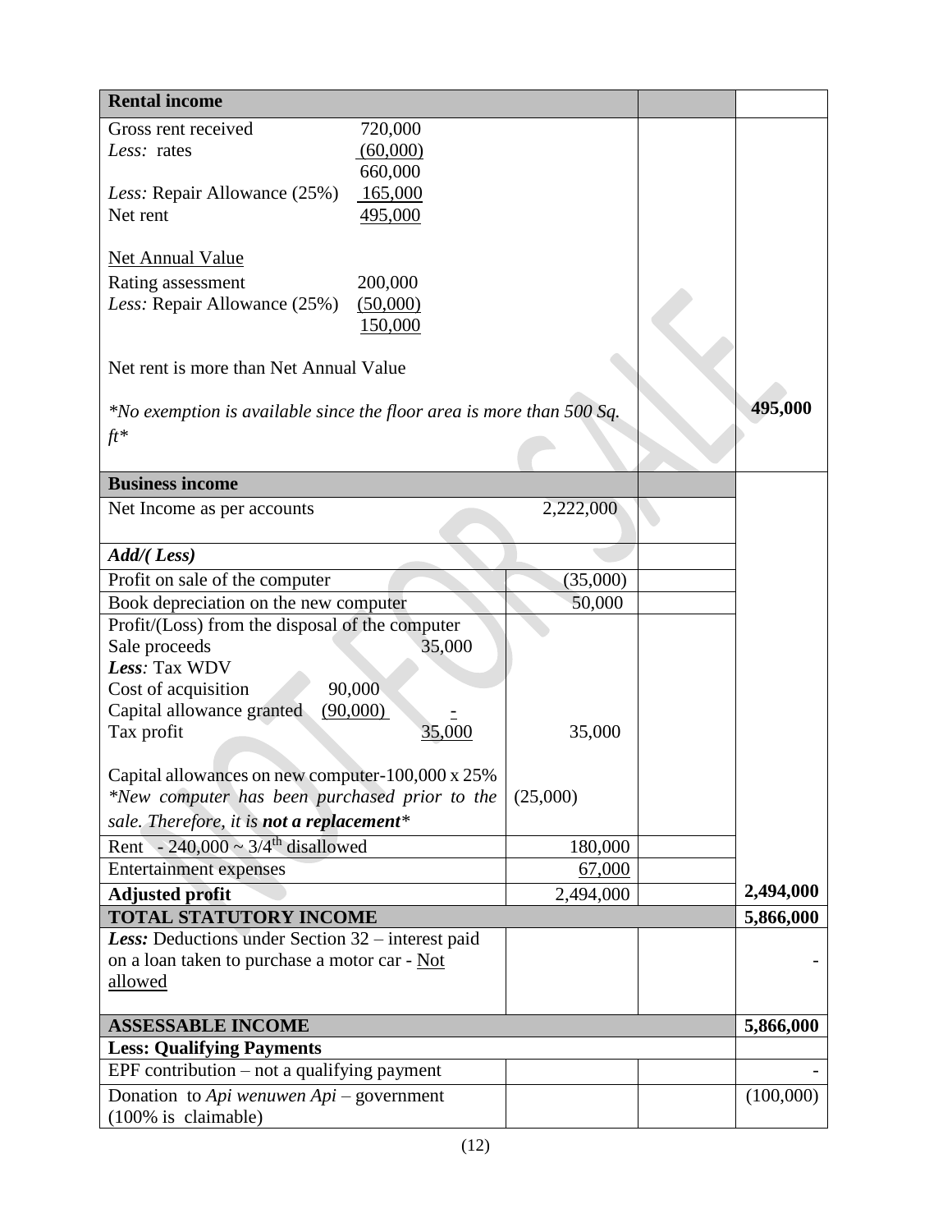| **Rental income** | | | |
|---|---|---|---|
| Gross rent received 720,000<br>*Less:* rates (60,000)<br>660,000<br>*Less:* Repair Allowance (25%) 165,000<br>Net rent 495,000<br><br>Net Annual Value<br>Rating assessment 200,000<br>*Less:* Repair Allowance (25%) (50,000)<br>150,000<br><br>Net rent is more than Net Annual Value<br><br>*\*No exemption is available since the floor area is more than 500 Sq. ft\** | | | **495,000** |
| **Business income** | | | |
| Net Income as per accounts | 2,222,000 | | |
| ***Add/( Less)*** | | | |
| Profit on sale of the computer | (35,000) | | |
| Book depreciation on the new computer | 50,000 | | |
| Profit/(Loss) from the disposal of the computer<br>Sale proceeds 35,000<br>***Less**:* Tax WDV<br>Cost of acquisition 90,000<br>Capital allowance granted (90,000) -<br>Tax profit 35,000 | 35,000 | | |
| Capital allowances on new computer-100,000 x 25%<br>*\*New computer has been purchased prior to the sale. Therefore, it is **not a replacement**\** | (25,000) | | |
| Rent - 240,000 ~ 3/4th disallowed | 180,000 | | |
| Entertainment expenses | 67,000 | | |
| **Adjusted profit** | 2,494,000 | | **2,494,000** |
| **TOTAL STATUTORY INCOME** | | | **5,866,000** |
| ***Less:*** Deductions under Section 32 – interest paid on a loan taken to purchase a motor car - Not allowed | | | - |
| **ASSESSABLE INCOME** | | | **5,866,000** |
| **Less: Qualifying Payments** | | | |
| EPF contribution – not a qualifying payment | | | - |
| Donation to *Api wenuwen Api* – government (100% is claimable) | | | (100,000) |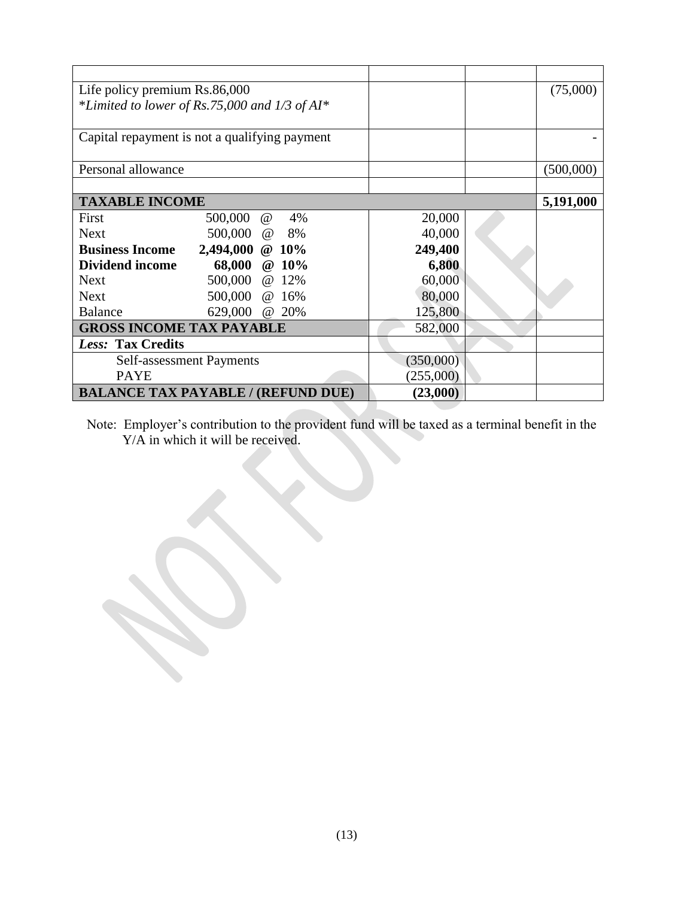| | | | |
|---|---|---|---|
| Life policy premium Rs.86,000<br>*Limited to lower of Rs.75,000 and 1/3 of AI* | | | (75,000) |
| Capital repayment is not a qualifying payment | | | - |
| Personal allowance | | | (500,000) |
| | | | |
| **TAXABLE INCOME** | | | **5,191,000** |
| First 500,000 @ 4% | 20,000 | | |
| Next 500,000 @ 8% | 40,000 | | |
| **Business Income 2,494,000 @ 10%** | **249,400** | | |
| **Dividend income 68,000 @ 10%** | **6,800** | | |
| Next 500,000 @ 12% | 60,000 | | |
| Next 500,000 @ 16% | 80,000 | | |
| Balance 629,000 @ 20% | 125,800 | | |
| **GROSS INCOME TAX PAYABLE** | 582,000 | | |
| ***Less:* Tax Credits** | | | |
| Self-assessment Payments | (350,000) | | |
| PAYE | (255,000) | | |
| **BALANCE TAX PAYABLE / (REFUND DUE)** | **(23,000)** | | |

Note: Employer's contribution to the provident fund will be taxed as a terminal benefit in the Y/A in which it will be received.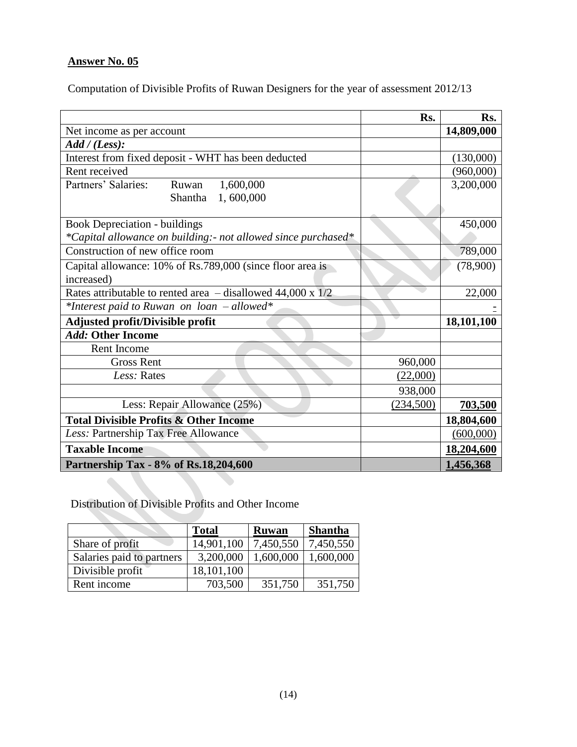**Answer No. 05**

Computation of Divisible Profits of Ruwan Designers for the year of assessment 2012/13

| | Rs. | Rs. |
|---|---|---|
| Net income as per account | | **14,809,000** |
| ***Add / (Less):*** | | |
| Interest from fixed deposit - WHT has been deducted | | (130,000) |
| Rent received | | (960,000) |
| Partners' Salaries: Ruwan 1,600,000<br>Shantha 1, 600,000 | | 3,200,000 |
| Book Depreciation - buildings<br>*\*Capital allowance on building:- not allowed since purchased\** | | 450,000 |
| Construction of new office room | | 789,000 |
| Capital allowance: 10% of Rs.789,000 (since floor area is increased) | | (78,900) |
| Rates attributable to rented area – disallowed 44,000 x 1/2 | | 22,000 |
| *\*Interest paid to Ruwan on loan – allowed\** | | - |
| **Adjusted profit/Divisible profit** | | **18,101,100** |
| ***Add:* Other Income** | | |
| Rent Income | | |
| Gross Rent | 960,000 | |
| *Less:* Rates | (22,000) | |
| | 938,000 | |
| Less: Repair Allowance (25%) | (234,500) | **703,500** |
| **Total Divisible Profits & Other Income** | | **18,804,600** |
| *Less:* Partnership Tax Free Allowance | | (600,000) |
| **Taxable Income** | | **18,204,600** |
| **Partnership Tax - 8% of Rs.18,204,600** | | **1,456,368** |

Distribution of Divisible Profits and Other Income

| | **Total** | **Ruwan** | **Shantha** |
|---|---|---|---|
| Share of profit | 14,901,100 | 7,450,550 | 7,450,550 |
| Salaries paid to partners | 3,200,000 | 1,600,000 | 1,600,000 |
| Divisible profit | 18,101,100 | | |
| Rent income | 703,500 | 351,750 | 351,750 |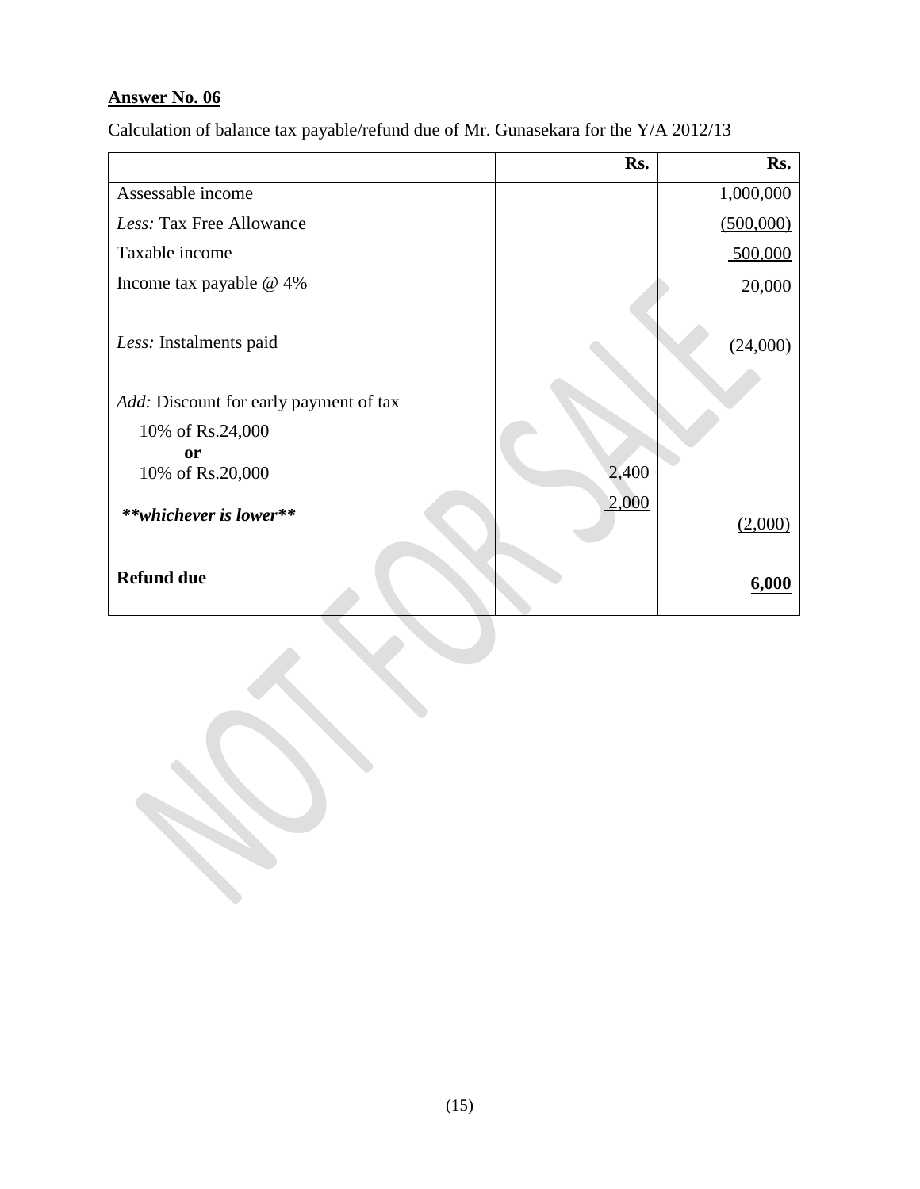**Answer No. 06**

Calculation of balance tax payable/refund due of Mr. Gunasekara for the Y/A 2012/13

| | Rs. | Rs. |
|---|---|---|
| Assessable income | | 1,000,000 |
| *Less:* Tax Free Allowance | | (500,000) |
| Taxable income | | 500,000 |
| Income tax payable @ 4% | | 20,000 |
| *Less:* Instalments paid | | (24,000) |
| *Add:* Discount for early payment of tax | | |
| 10% of Rs.24,000 **or** 10% of Rs.20,000 | 2,400 | |
| ***\*\*whichever is lower\*\**** | 2,000 | (2,000) |
| **Refund due** | | **6,000** |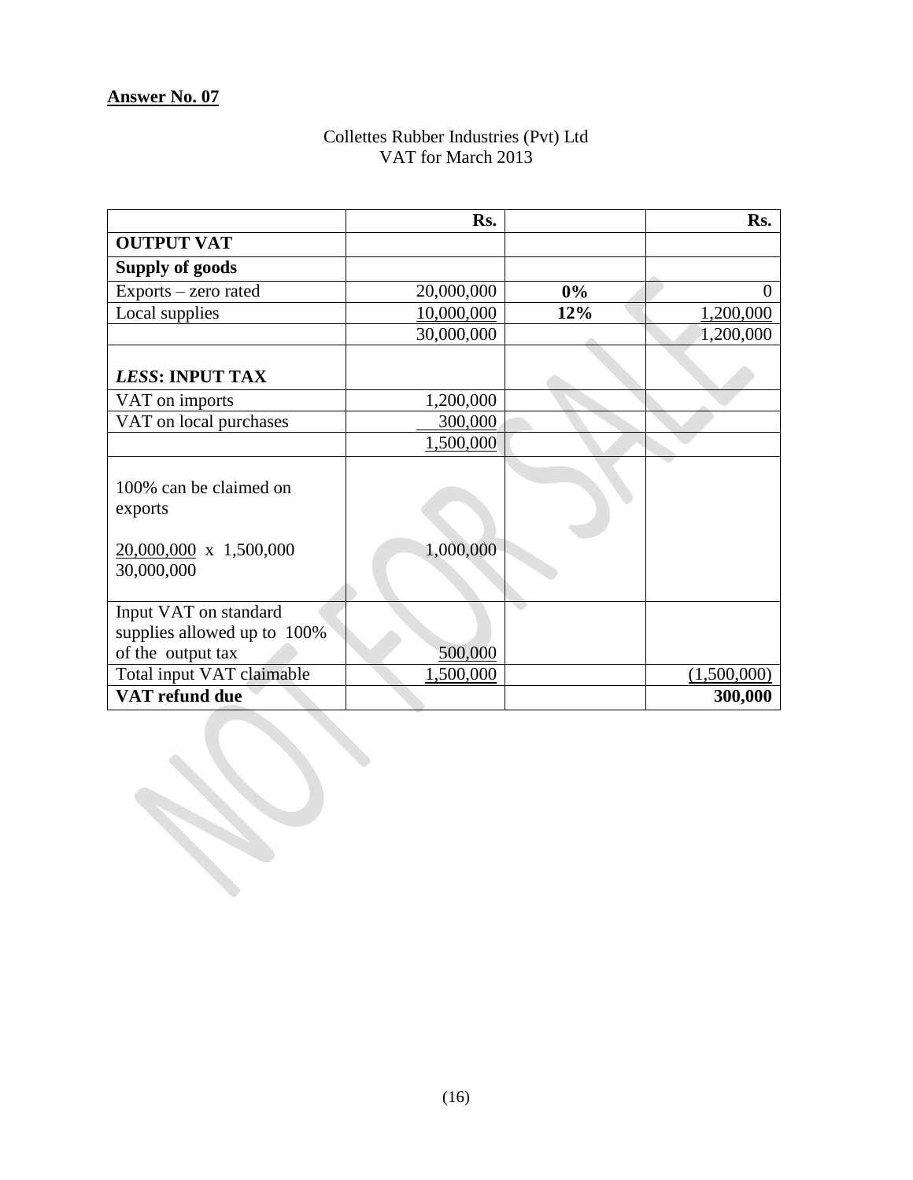**Answer No. 07**

Collettes Rubber Industries (Pvt) Ltd
VAT for March 2013

| | Rs. | | Rs. |
|---|---|---|---|
| **OUTPUT VAT** | | | |
| **Supply of goods** | | | |
| Exports – zero rated | 20,000,000 | **0%** | 0 |
| Local supplies | 10,000,000 | **12%** | 1,200,000 |
| | 30,000,000 | | 1,200,000 |
| ***LESS*: INPUT TAX** | | | |
| VAT on imports | 1,200,000 | | |
| VAT on local purchases | 300,000 | | |
| | 1,500,000 | | |
| 100% can be claimed on exports<br><br>$\frac{20,000,000}{30,000,000} \times 1,500,000$ | 1,000,000 | | |
| Input VAT on standard supplies allowed up to 100% of the output tax | 500,000 | | |
| Total input VAT claimable | 1,500,000 | | (1,500,000) |
| **VAT refund due** | | | **300,000** |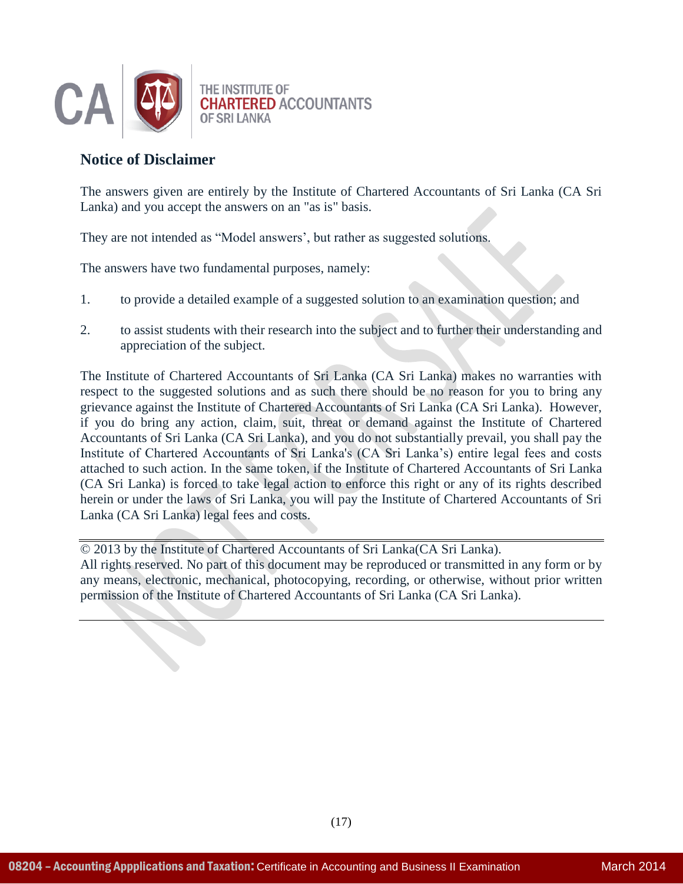## Notice of Disclaimer

The answers given are entirely by the Institute of Chartered Accountants of Sri Lanka (CA Sri Lanka) and you accept the answers on an "as is" basis.

They are not intended as "Model answers', but rather as suggested solutions.

The answers have two fundamental purposes, namely:

1. to provide a detailed example of a suggested solution to an examination question; and

2. to assist students with their research into the subject and to further their understanding and appreciation of the subject.

The Institute of Chartered Accountants of Sri Lanka (CA Sri Lanka) makes no warranties with respect to the suggested solutions and as such there should be no reason for you to bring any grievance against the Institute of Chartered Accountants of Sri Lanka (CA Sri Lanka). However, if you do bring any action, claim, suit, threat or demand against the Institute of Chartered Accountants of Sri Lanka (CA Sri Lanka), and you do not substantially prevail, you shall pay the Institute of Chartered Accountants of Sri Lanka's (CA Sri Lanka's) entire legal fees and costs attached to such action. In the same token, if the Institute of Chartered Accountants of Sri Lanka (CA Sri Lanka) is forced to take legal action to enforce this right or any of its rights described herein or under the laws of Sri Lanka, you will pay the Institute of Chartered Accountants of Sri Lanka (CA Sri Lanka) legal fees and costs.

---

© 2013 by the Institute of Chartered Accountants of Sri Lanka(CA Sri Lanka).
All rights reserved. No part of this document may be reproduced or transmitted in any form or by any means, electronic, mechanical, photocopying, recording, or otherwise, without prior written permission of the Institute of Chartered Accountants of Sri Lanka (CA Sri Lanka).

---